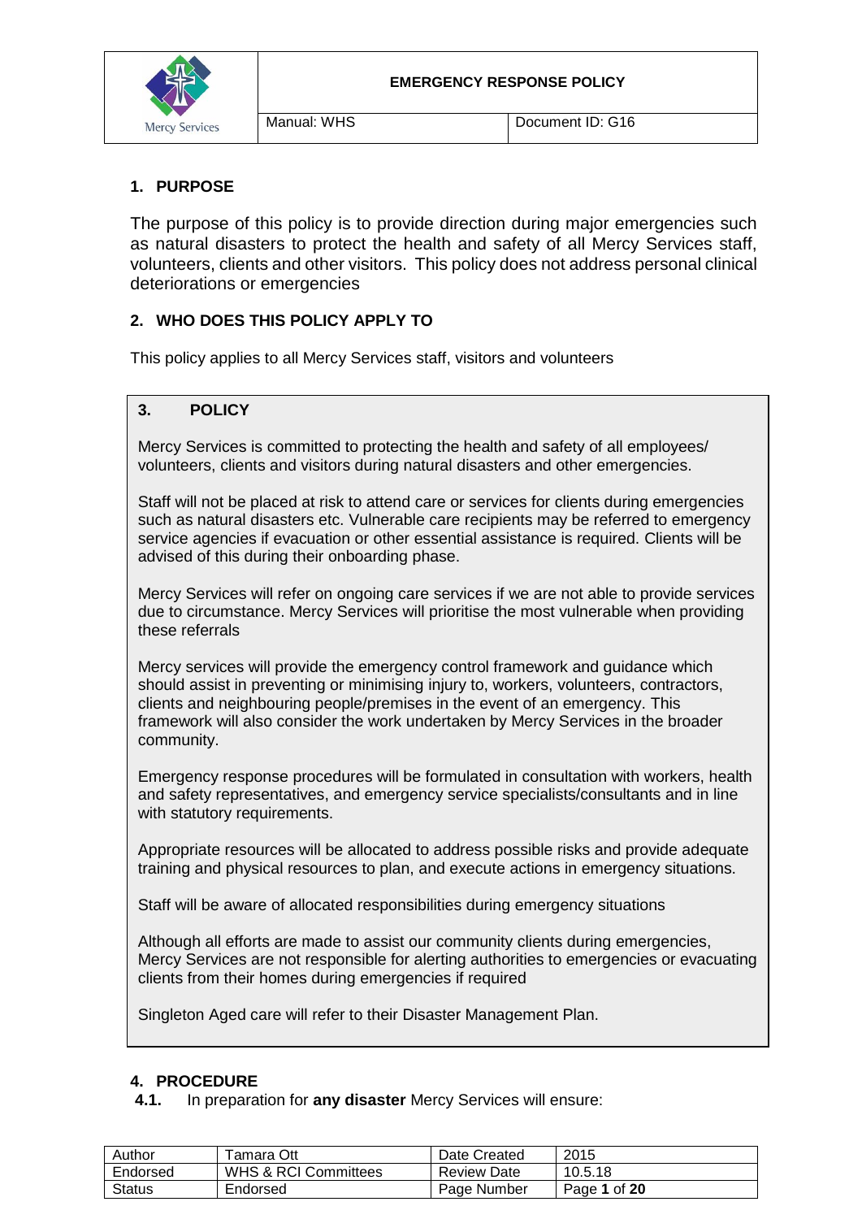| | EMERGENCY RESPONSE POLICY | |
|---|---|---|
| Mercy Services | Manual: WHS | Document ID: G16 |

## 1. PURPOSE

The purpose of this policy is to provide direction during major emergencies such as natural disasters to protect the health and safety of all Mercy Services staff, volunteers, clients and other visitors. This policy does not address personal clinical deteriorations or emergencies

## 2. WHO DOES THIS POLICY APPLY TO

This policy applies to all Mercy Services staff, visitors and volunteers

## 3. POLICY

Mercy Services is committed to protecting the health and safety of all employees/ volunteers, clients and visitors during natural disasters and other emergencies.

Staff will not be placed at risk to attend care or services for clients during emergencies such as natural disasters etc. Vulnerable care recipients may be referred to emergency service agencies if evacuation or other essential assistance is required. Clients will be advised of this during their onboarding phase.

Mercy Services will refer on ongoing care services if we are not able to provide services due to circumstance. Mercy Services will prioritise the most vulnerable when providing these referrals

Mercy services will provide the emergency control framework and guidance which should assist in preventing or minimising injury to, workers, volunteers, contractors, clients and neighbouring people/premises in the event of an emergency. This framework will also consider the work undertaken by Mercy Services in the broader community.

Emergency response procedures will be formulated in consultation with workers, health and safety representatives, and emergency service specialists/consultants and in line with statutory requirements.

Appropriate resources will be allocated to address possible risks and provide adequate training and physical resources to plan, and execute actions in emergency situations.

Staff will be aware of allocated responsibilities during emergency situations

Although all efforts are made to assist our community clients during emergencies, Mercy Services are not responsible for alerting authorities to emergencies or evacuating clients from their homes during emergencies if required

Singleton Aged care will refer to their Disaster Management Plan.

## 4. PROCEDURE

**4.1.** In preparation for **any disaster** Mercy Services will ensure:

| Author | Tamara Ott | Date Created | 2015 |
|---|---|---|---|
| Endorsed | WHS & RCI Committees | Review Date | 10.5.18 |
| Status | Endorsed | Page Number | Page **1** of **20** |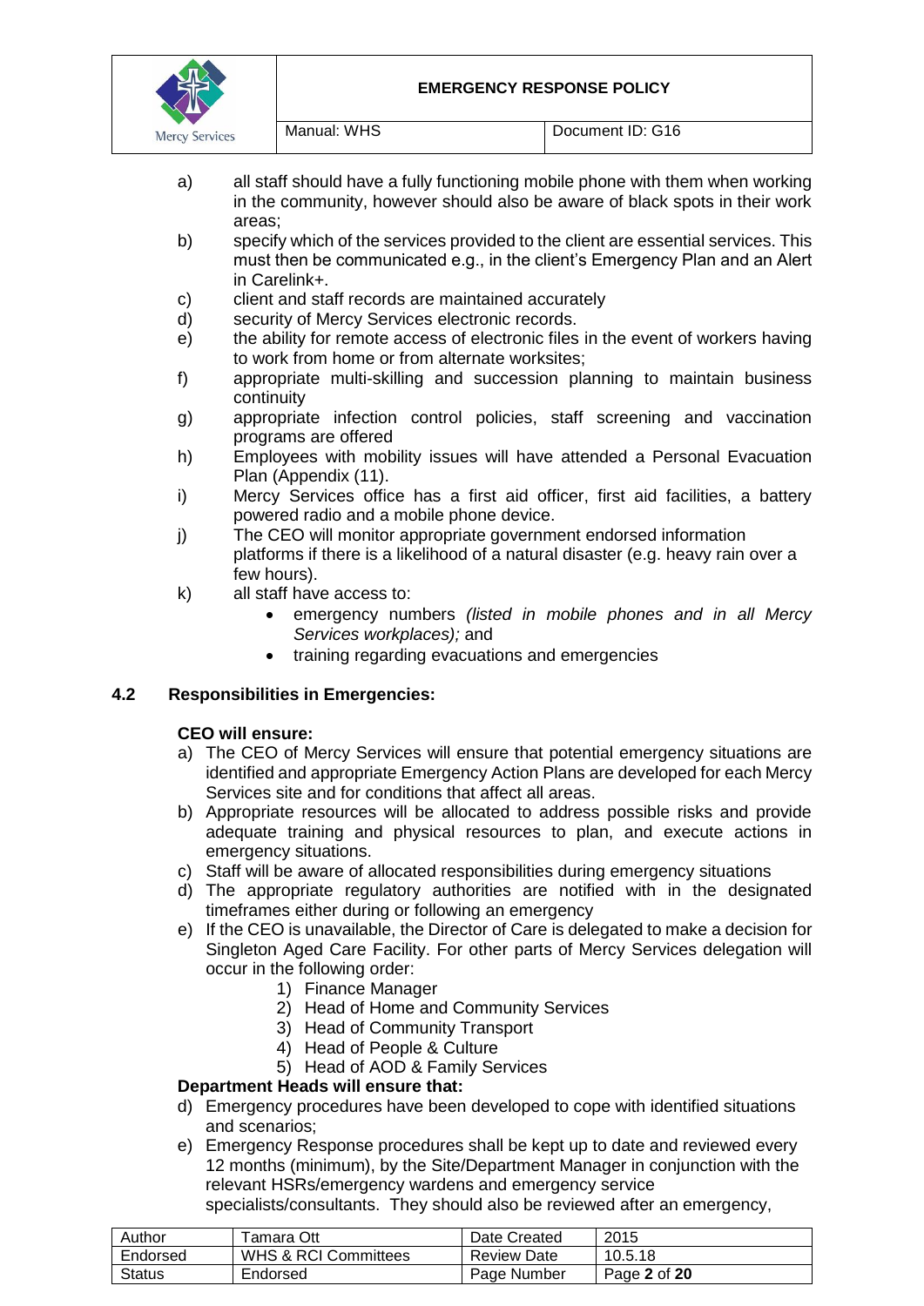a) all staff should have a fully functioning mobile phone with them when working in the community, however should also be aware of black spots in their work areas;
b) specify which of the services provided to the client are essential services. This must then be communicated e.g., in the client's Emergency Plan and an Alert in Carelink+.
c) client and staff records are maintained accurately
d) security of Mercy Services electronic records.
e) the ability for remote access of electronic files in the event of workers having to work from home or from alternate worksites;
f) appropriate multi-skilling and succession planning to maintain business continuity
g) appropriate infection control policies, staff screening and vaccination programs are offered
h) Employees with mobility issues will have attended a Personal Evacuation Plan (Appendix (11).
i) Mercy Services office has a first aid officer, first aid facilities, a battery powered radio and a mobile phone device.
j) The CEO will monitor appropriate government endorsed information platforms if there is a likelihood of a natural disaster (e.g. heavy rain over a few hours).
k) all staff have access to:
   - emergency numbers *(listed in mobile phones and in all Mercy Services workplaces);* and
   - training regarding evacuations and emergencies

### 4.2 Responsibilities in Emergencies:

**CEO will ensure:**

a) The CEO of Mercy Services will ensure that potential emergency situations are identified and appropriate Emergency Action Plans are developed for each Mercy Services site and for conditions that affect all areas.
b) Appropriate resources will be allocated to address possible risks and provide adequate training and physical resources to plan, and execute actions in emergency situations.
c) Staff will be aware of allocated responsibilities during emergency situations
d) The appropriate regulatory authorities are notified with in the designated timeframes either during or following an emergency
e) If the CEO is unavailable, the Director of Care is delegated to make a decision for Singleton Aged Care Facility. For other parts of Mercy Services delegation will occur in the following order:
   1) Finance Manager
   2) Head of Home and Community Services
   3) Head of Community Transport
   4) Head of People & Culture
   5) Head of AOD & Family Services

**Department Heads will ensure that:**

d) Emergency procedures have been developed to cope with identified situations and scenarios;
e) Emergency Response procedures shall be kept up to date and reviewed every 12 months (minimum), by the Site/Department Manager in conjunction with the relevant HSRs/emergency wardens and emergency service specialists/consultants. They should also be reviewed after an emergency,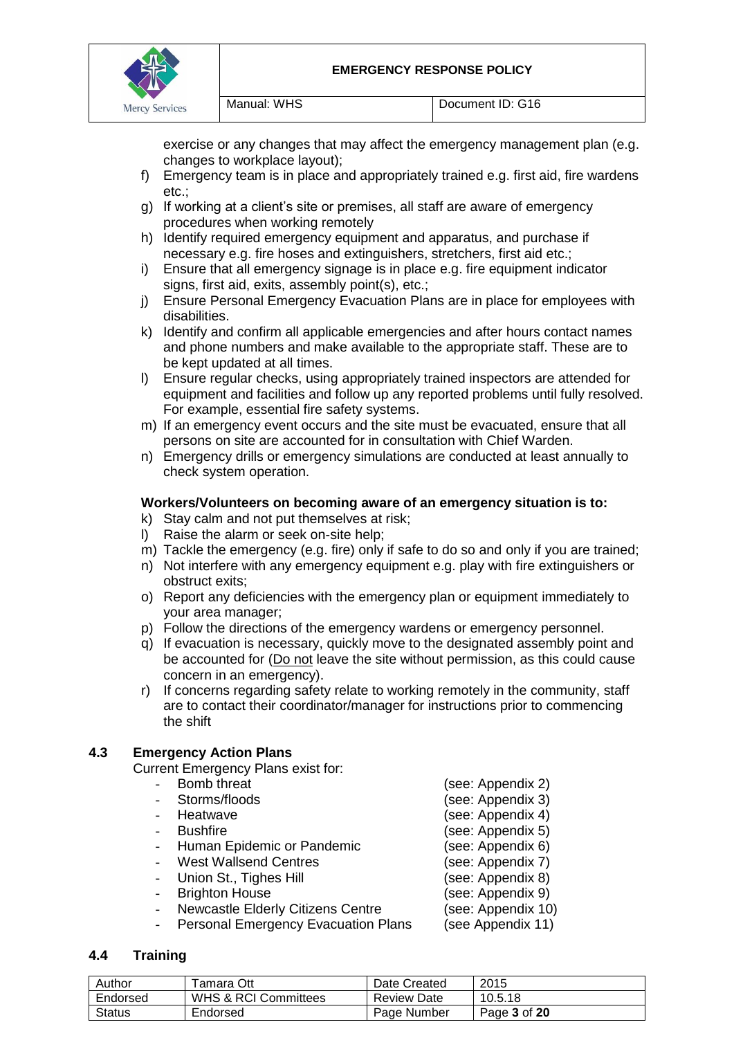exercise or any changes that may affect the emergency management plan (e.g. changes to workplace layout);

f) Emergency team is in place and appropriately trained e.g. first aid, fire wardens etc.;
g) If working at a client's site or premises, all staff are aware of emergency procedures when working remotely
h) Identify required emergency equipment and apparatus, and purchase if necessary e.g. fire hoses and extinguishers, stretchers, first aid etc.;
i) Ensure that all emergency signage is in place e.g. fire equipment indicator signs, first aid, exits, assembly point(s), etc.;
j) Ensure Personal Emergency Evacuation Plans are in place for employees with disabilities.
k) Identify and confirm all applicable emergencies and after hours contact names and phone numbers and make available to the appropriate staff. These are to be kept updated at all times.
l) Ensure regular checks, using appropriately trained inspectors are attended for equipment and facilities and follow up any reported problems until fully resolved. For example, essential fire safety systems.
m) If an emergency event occurs and the site must be evacuated, ensure that all persons on site are accounted for in consultation with Chief Warden.
n) Emergency drills or emergency simulations are conducted at least annually to check system operation.

**Workers/Volunteers on becoming aware of an emergency situation is to:**

k) Stay calm and not put themselves at risk;
l) Raise the alarm or seek on-site help;
m) Tackle the emergency (e.g. fire) only if safe to do so and only if you are trained;
n) Not interfere with any emergency equipment e.g. play with fire extinguishers or obstruct exits;
o) Report any deficiencies with the emergency plan or equipment immediately to your area manager;
p) Follow the directions of the emergency wardens or emergency personnel.
q) If evacuation is necessary, quickly move to the designated assembly point and be accounted for (Do not leave the site without permission, as this could cause concern in an emergency).
r) If concerns regarding safety relate to working remotely in the community, staff are to contact their coordinator/manager for instructions prior to commencing the shift

## 4.3 Emergency Action Plans

Current Emergency Plans exist for:

- Bomb threat (see: Appendix 2)
- Storms/floods (see: Appendix 3)
- Heatwave (see: Appendix 4)
- Bushfire (see: Appendix 5)
- Human Epidemic or Pandemic (see: Appendix 6)
- West Wallsend Centres (see: Appendix 7)
- Union St., Tighes Hill (see: Appendix 8)
- Brighton House (see: Appendix 9)
- Newcastle Elderly Citizens Centre (see: Appendix 10)
- Personal Emergency Evacuation Plans (see Appendix 11)

## 4.4 Training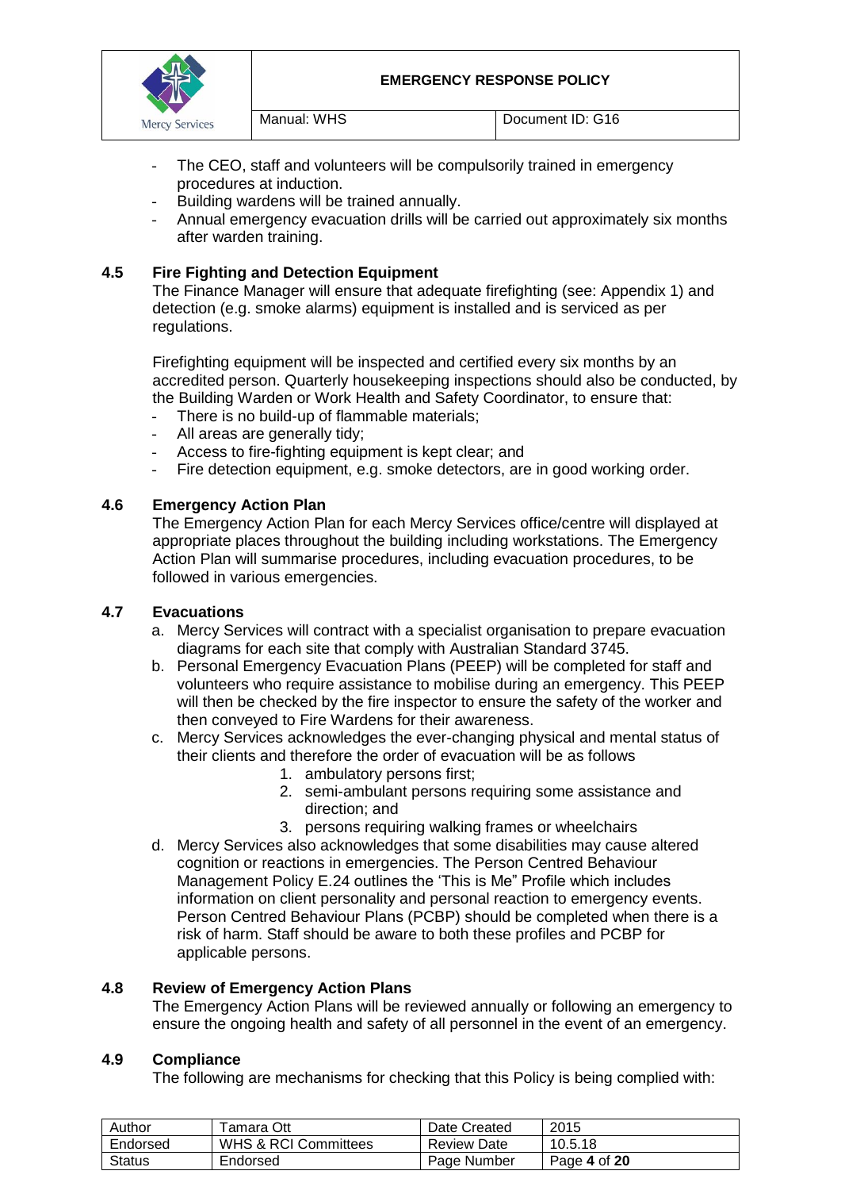- The CEO, staff and volunteers will be compulsorily trained in emergency procedures at induction.
- Building wardens will be trained annually.
- Annual emergency evacuation drills will be carried out approximately six months after warden training.

### 4.5 Fire Fighting and Detection Equipment

The Finance Manager will ensure that adequate firefighting (see: Appendix 1) and detection (e.g. smoke alarms) equipment is installed and is serviced as per regulations.

Firefighting equipment will be inspected and certified every six months by an accredited person. Quarterly housekeeping inspections should also be conducted, by the Building Warden or Work Health and Safety Coordinator, to ensure that:

- There is no build-up of flammable materials;
- All areas are generally tidy;
- Access to fire-fighting equipment is kept clear; and
- Fire detection equipment, e.g. smoke detectors, are in good working order.

### 4.6 Emergency Action Plan

The Emergency Action Plan for each Mercy Services office/centre will displayed at appropriate places throughout the building including workstations. The Emergency Action Plan will summarise procedures, including evacuation procedures, to be followed in various emergencies.

### 4.7 Evacuations

a. Mercy Services will contract with a specialist organisation to prepare evacuation diagrams for each site that comply with Australian Standard 3745.
b. Personal Emergency Evacuation Plans (PEEP) will be completed for staff and volunteers who require assistance to mobilise during an emergency. This PEEP will then be checked by the fire inspector to ensure the safety of the worker and then conveyed to Fire Wardens for their awareness.
c. Mercy Services acknowledges the ever-changing physical and mental status of their clients and therefore the order of evacuation will be as follows
    1. ambulatory persons first;
    2. semi-ambulant persons requiring some assistance and direction; and
    3. persons requiring walking frames or wheelchairs
d. Mercy Services also acknowledges that some disabilities may cause altered cognition or reactions in emergencies. The Person Centred Behaviour Management Policy E.24 outlines the 'This is Me" Profile which includes information on client personality and personal reaction to emergency events. Person Centred Behaviour Plans (PCBP) should be completed when there is a risk of harm. Staff should be aware to both these profiles and PCBP for applicable persons.

### 4.8 Review of Emergency Action Plans

The Emergency Action Plans will be reviewed annually or following an emergency to ensure the ongoing health and safety of all personnel in the event of an emergency.

### 4.9 Compliance

The following are mechanisms for checking that this Policy is being complied with: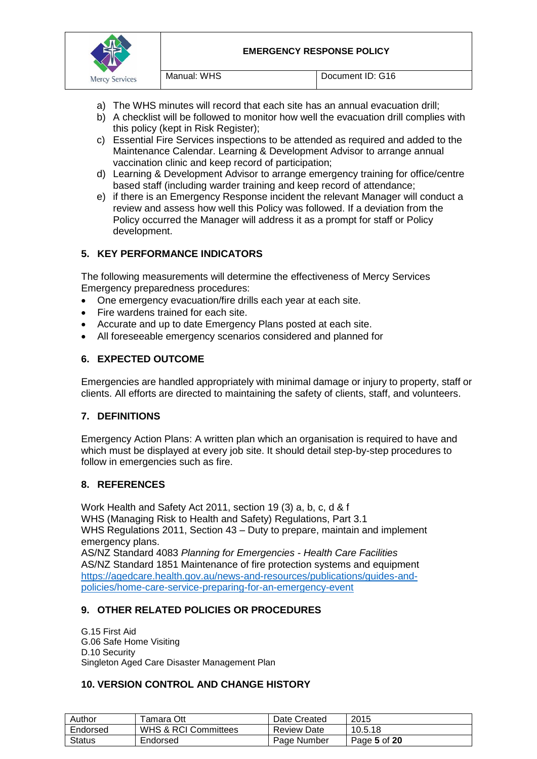a) The WHS minutes will record that each site has an annual evacuation drill;
b) A checklist will be followed to monitor how well the evacuation drill complies with this policy (kept in Risk Register);
c) Essential Fire Services inspections to be attended as required and added to the Maintenance Calendar. Learning & Development Advisor to arrange annual vaccination clinic and keep record of participation;
d) Learning & Development Advisor to arrange emergency training for office/centre based staff (including warder training and keep record of attendance;
e) if there is an Emergency Response incident the relevant Manager will conduct a review and assess how well this Policy was followed. If a deviation from the Policy occurred the Manager will address it as a prompt for staff or Policy development.

## 5. KEY PERFORMANCE INDICATORS

The following measurements will determine the effectiveness of Mercy Services Emergency preparedness procedures:

- One emergency evacuation/fire drills each year at each site.
- Fire wardens trained for each site.
- Accurate and up to date Emergency Plans posted at each site.
- All foreseeable emergency scenarios considered and planned for

## 6. EXPECTED OUTCOME

Emergencies are handled appropriately with minimal damage or injury to property, staff or clients. All efforts are directed to maintaining the safety of clients, staff, and volunteers.

## 7. DEFINITIONS

Emergency Action Plans: A written plan which an organisation is required to have and which must be displayed at every job site. It should detail step-by-step procedures to follow in emergencies such as fire.

## 8. REFERENCES

Work Health and Safety Act 2011, section 19 (3) a, b, c, d & f
WHS (Managing Risk to Health and Safety) Regulations, Part 3.1
WHS Regulations 2011, Section 43 – Duty to prepare, maintain and implement emergency plans.
AS/NZ Standard 4083 *Planning for Emergencies - Health Care Facilities*
AS/NZ Standard 1851 Maintenance of fire protection systems and equipment
https://agedcare.health.gov.au/news-and-resources/publications/guides-and-policies/home-care-service-preparing-for-an-emergency-event

## 9. OTHER RELATED POLICIES OR PROCEDURES

G.15 First Aid
G.06 Safe Home Visiting
D.10 Security
Singleton Aged Care Disaster Management Plan

## 10. VERSION CONTROL AND CHANGE HISTORY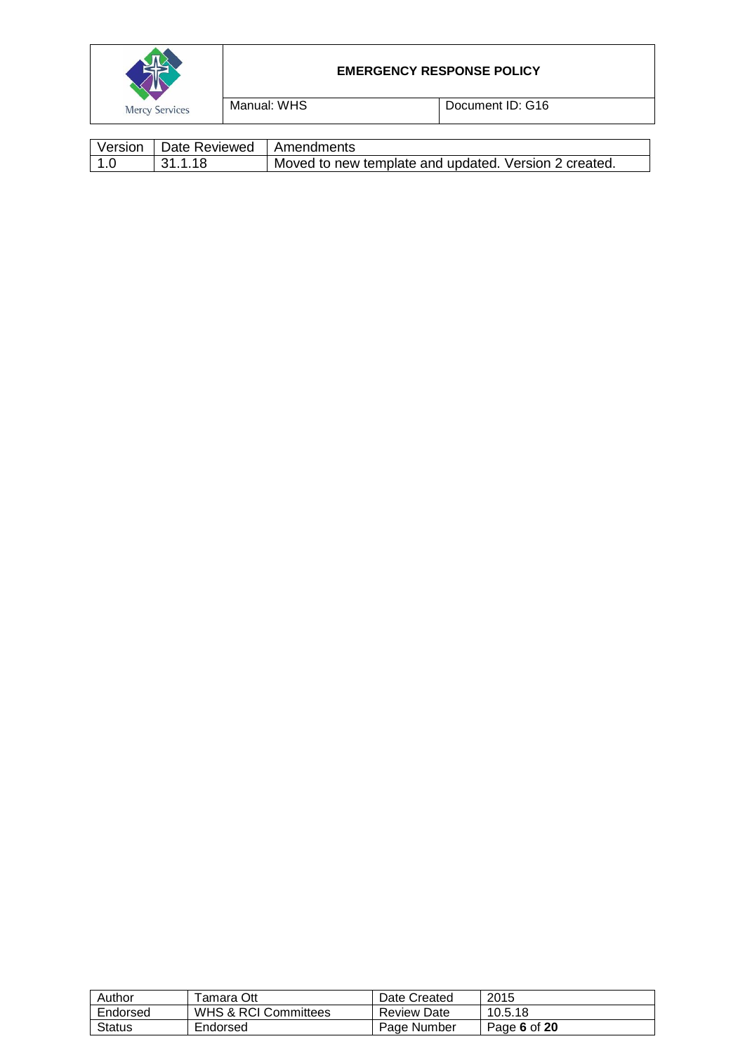| Version | Date Reviewed | Amendments |
| --- | --- | --- |
| 1.0 | 31.1.18 | Moved to new template and updated. Version 2 created. |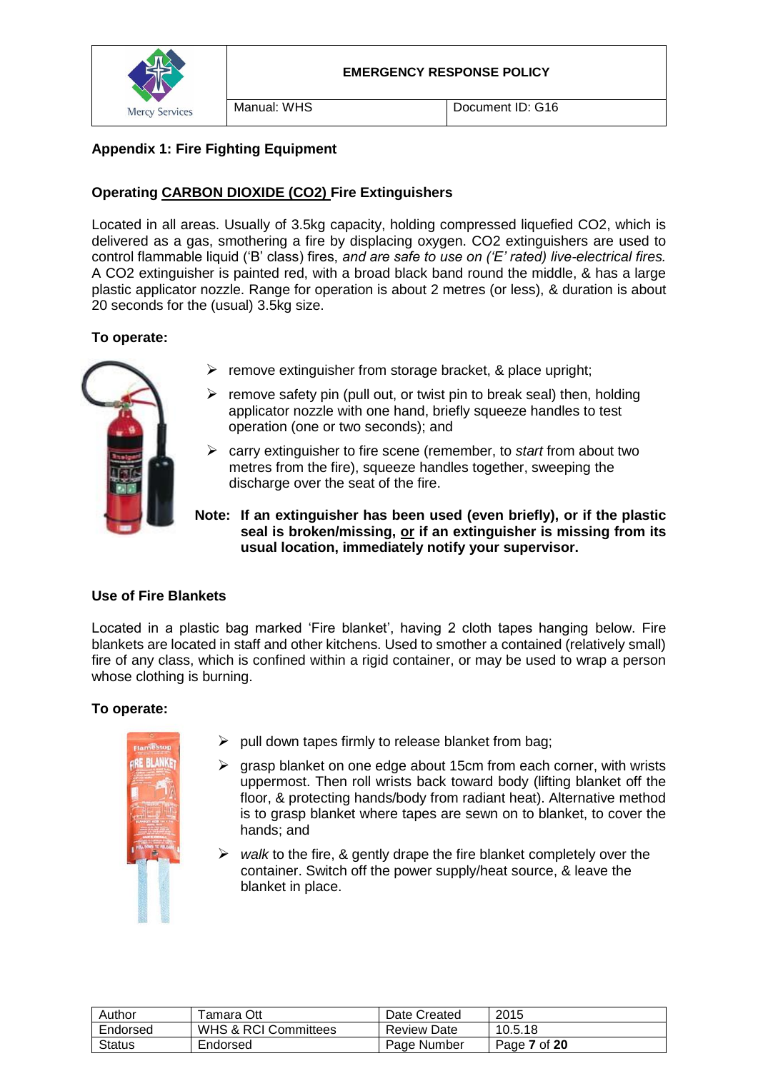## Appendix 1: Fire Fighting Equipment

### Operating <u>CARBON DIOXIDE (CO2)</u> Fire Extinguishers

Located in all areas. Usually of 3.5kg capacity, holding compressed liquefied $CO_2$, which is delivered as a gas, smothering a fire by displacing oxygen. $CO_2$ extinguishers are used to control flammable liquid ('B' class) fires, *and are safe to use on ('E' rated) live-electrical fires.* A $CO_2$ extinguisher is painted red, with a broad black band round the middle, & has a large plastic applicator nozzle. Range for operation is about 2 metres (or less), & duration is about 20 seconds for the (usual) 3.5kg size.

**To operate:**

- remove extinguisher from storage bracket, & place upright;
- remove safety pin (pull out, or twist pin to break seal) then, holding applicator nozzle with one hand, briefly squeeze handles to test operation (one or two seconds); and
- carry extinguisher to fire scene (remember, to *start* from about two metres from the fire), squeeze handles together, sweeping the discharge over the seat of the fire.

**Note: If an extinguisher has been used (even briefly), or if the plastic seal is broken/missing, <u>or</u> if an extinguisher is missing from its usual location, immediately notify your supervisor.**

### Use of Fire Blankets

Located in a plastic bag marked 'Fire blanket', having 2 cloth tapes hanging below. Fire blankets are located in staff and other kitchens. Used to smother a contained (relatively small) fire of any class, which is confined within a rigid container, or may be used to wrap a person whose clothing is burning.

**To operate:**

- pull down tapes firmly to release blanket from bag;
- grasp blanket on one edge about 15cm from each corner, with wrists uppermost. Then roll wrists back toward body (lifting blanket off the floor, & protecting hands/body from radiant heat). Alternative method is to grasp blanket where tapes are sewn on to blanket, to cover the hands; and
- *walk* to the fire, & gently drape the fire blanket completely over the container. Switch off the power supply/heat source, & leave the blanket in place.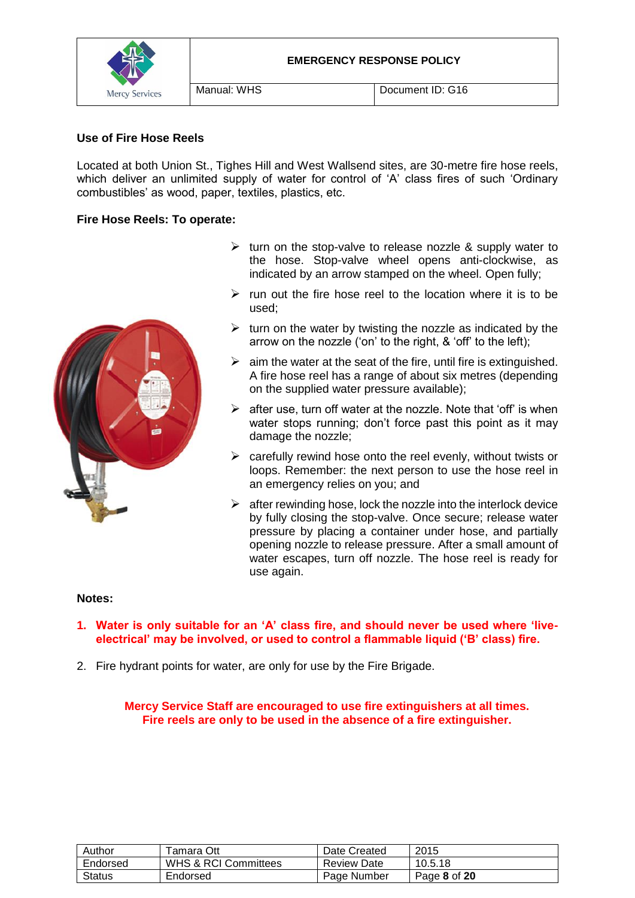### Use of Fire Hose Reels

Located at both Union St., Tighes Hill and West Wallsend sites, are 30-metre fire hose reels, which deliver an unlimited supply of water for control of 'A' class fires of such 'Ordinary combustibles' as wood, paper, textiles, plastics, etc.

**Fire Hose Reels: To operate:**

- turn on the stop-valve to release nozzle & supply water to the hose. Stop-valve wheel opens anti-clockwise, as indicated by an arrow stamped on the wheel. Open fully;
- run out the fire hose reel to the location where it is to be used;
- turn on the water by twisting the nozzle as indicated by the arrow on the nozzle ('on' to the right, & 'off' to the left);
- aim the water at the seat of the fire, until fire is extinguished. A fire hose reel has a range of about six metres (depending on the supplied water pressure available);
- after use, turn off water at the nozzle. Note that 'off' is when water stops running; don't force past this point as it may damage the nozzle;
- carefully rewind hose onto the reel evenly, without twists or loops. Remember: the next person to use the hose reel in an emergency relies on you; and
- after rewinding hose, lock the nozzle into the interlock device by fully closing the stop-valve. Once secure; release water pressure by placing a container under hose, and partially opening nozzle to release pressure. After a small amount of water escapes, turn off nozzle. The hose reel is ready for use again.

**Notes:**

1. **Water is only suitable for an 'A' class fire, and should never be used where 'live-electrical' may be involved, or used to control a flammable liquid ('B' class) fire.**
2. Fire hydrant points for water, are only for use by the Fire Brigade.

**Mercy Service Staff are encouraged to use fire extinguishers at all times.**
**Fire reels are only to be used in the absence of a fire extinguisher.**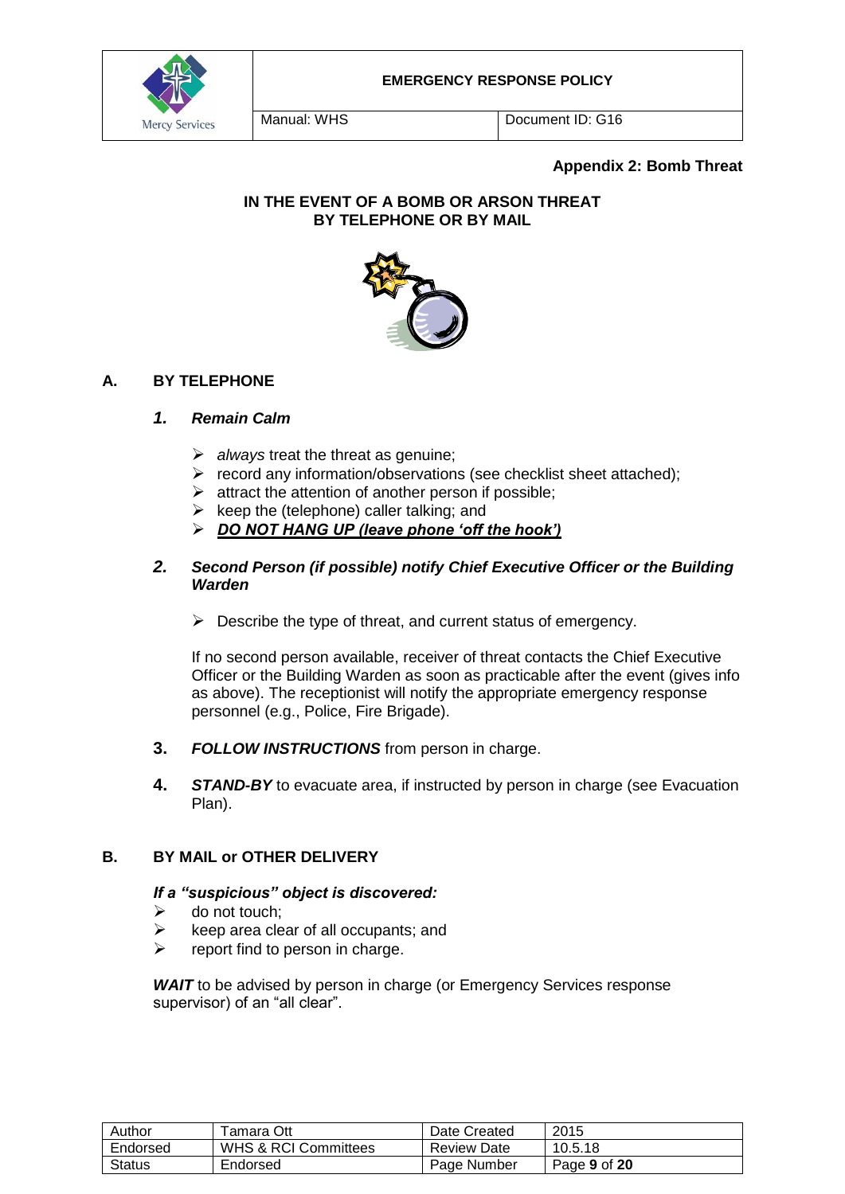**Appendix 2: Bomb Threat**

## IN THE EVENT OF A BOMB OR ARSON THREAT BY TELEPHONE OR BY MAIL

### A. BY TELEPHONE

#### 1. *Remain Calm*

- *always* treat the threat as genuine;
- record any information/observations (see checklist sheet attached);
- attract the attention of another person if possible;
- keep the (telephone) caller talking; and
- ***DO NOT HANG UP (leave phone 'off the hook')***

#### 2. *Second Person (if possible) notify Chief Executive Officer or the Building Warden*

- Describe the type of threat, and current status of emergency.

If no second person available, receiver of threat contacts the Chief Executive Officer or the Building Warden as soon as practicable after the event (gives info as above). The receptionist will notify the appropriate emergency response personnel (e.g., Police, Fire Brigade).

**3.** ***FOLLOW INSTRUCTIONS*** from person in charge.

**4.** ***STAND-BY*** to evacuate area, if instructed by person in charge (see Evacuation Plan).

### B. BY MAIL or OTHER DELIVERY

***If a "suspicious" object is discovered:***

- do not touch;
- keep area clear of all occupants; and
- report find to person in charge.

***WAIT*** to be advised by person in charge (or Emergency Services response supervisor) of an "all clear".

| Author | Tamara Ott | Date Created | 2015 |
|---|---|---|---|
| Endorsed | WHS & RCI Committees | Review Date | 10.5.18 |
| Status | Endorsed | Page Number | Page **9** of **20** |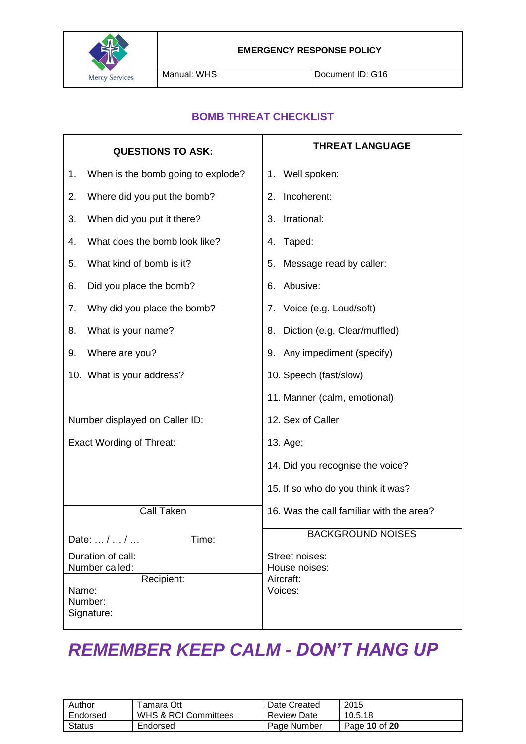## BOMB THREAT CHECKLIST

| QUESTIONS TO ASK: | THREAT LANGUAGE |
|---|---|
| 1. When is the bomb going to explode? | 1. Well spoken: |
| 2. Where did you put the bomb? | 2. Incoherent: |
| 3. When did you put it there? | 3. Irrational: |
| 4. What does the bomb look like? | 4. Taped: |
| 5. What kind of bomb is it? | 5. Message read by caller: |
| 6. Did you place the bomb? | 6. Abusive: |
| 7. Why did you place the bomb? | 7. Voice (e.g. Loud/soft) |
| 8. What is your name? | 8. Diction (e.g. Clear/muffled) |
| 9. Where are you? | 9. Any impediment (specify) |
| 10. What is your address? | 10. Speech (fast/slow) |
| | 11. Manner (calm, emotional) |
| Number displayed on Caller ID: | 12. Sex of Caller |
| Exact Wording of Threat: | 13. Age; |
| | 14. Did you recognise the voice? |
| | 15. If so who do you think it was? |
| Call Taken | 16. Was the call familiar with the area? |
| Date: … / … / … Time: | BACKGROUND NOISES |
| Duration of call:<br>Number called: | Street noises:<br>House noises: |
| Recipient:<br>Name:<br>Number:<br>Signature: | Aircraft:<br>Voices: |

# *REMEMBER KEEP CALM - DON'T HANG UP*

| Author | Tamara Ott | Date Created | 2015 |
|---|---|---|---|
| Endorsed | WHS & RCI Committees | Review Date | 10.5.18 |
| Status | Endorsed | Page Number | Page **10** of **20** |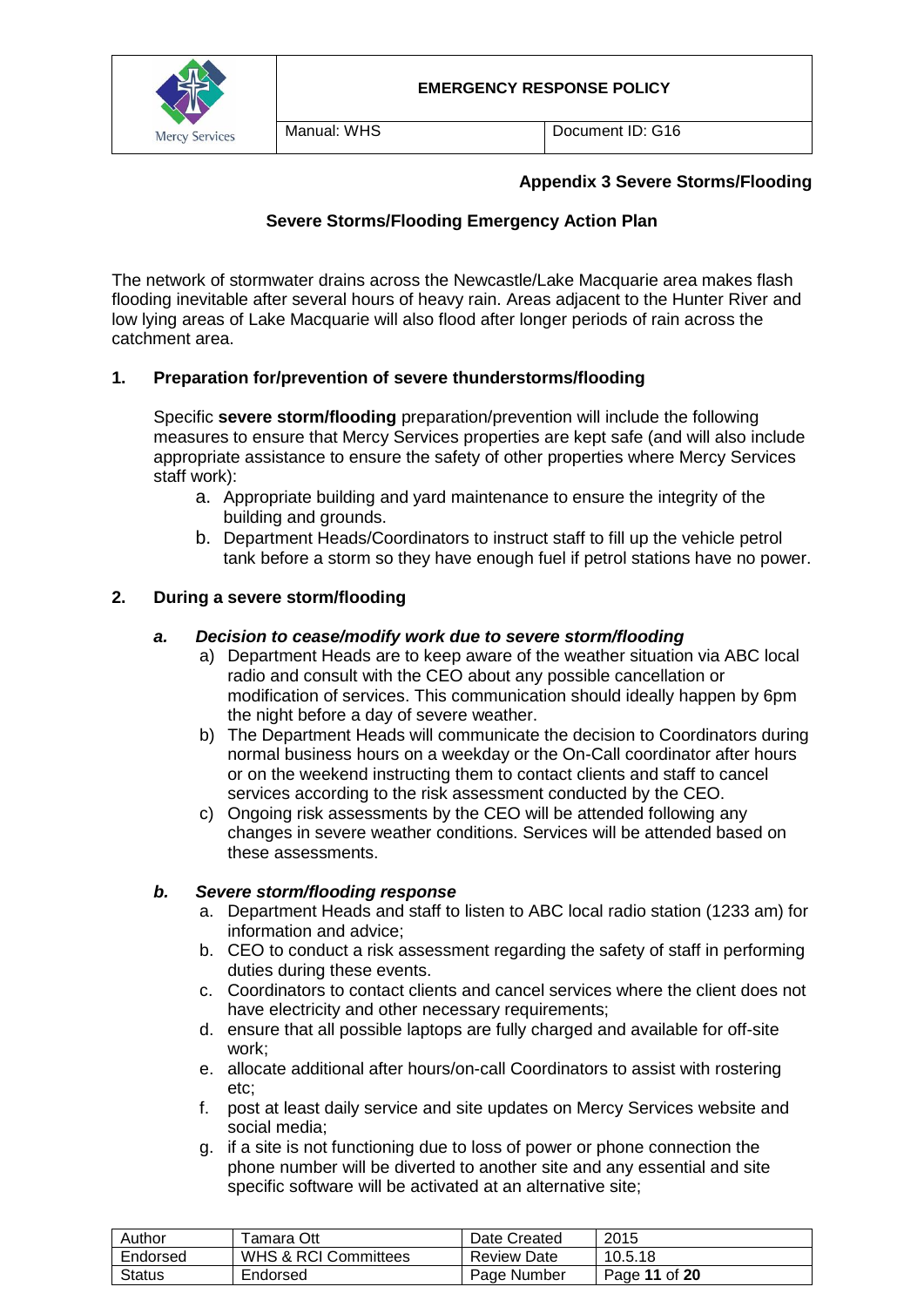**Appendix 3 Severe Storms/Flooding**

## Severe Storms/Flooding Emergency Action Plan

The network of stormwater drains across the Newcastle/Lake Macquarie area makes flash flooding inevitable after several hours of heavy rain. Areas adjacent to the Hunter River and low lying areas of Lake Macquarie will also flood after longer periods of rain across the catchment area.

### 1. Preparation for/prevention of severe thunderstorms/flooding

Specific **severe storm/flooding** preparation/prevention will include the following measures to ensure that Mercy Services properties are kept safe (and will also include appropriate assistance to ensure the safety of other properties where Mercy Services staff work):

a. Appropriate building and yard maintenance to ensure the integrity of the building and grounds.
b. Department Heads/Coordinators to instruct staff to fill up the vehicle petrol tank before a storm so they have enough fuel if petrol stations have no power.

### 2. During a severe storm/flooding

#### *a. Decision to cease/modify work due to severe storm/flooding*

a) Department Heads are to keep aware of the weather situation via ABC local radio and consult with the CEO about any possible cancellation or modification of services. This communication should ideally happen by 6pm the night before a day of severe weather.
b) The Department Heads will communicate the decision to Coordinators during normal business hours on a weekday or the On-Call coordinator after hours or on the weekend instructing them to contact clients and staff to cancel services according to the risk assessment conducted by the CEO.
c) Ongoing risk assessments by the CEO will be attended following any changes in severe weather conditions. Services will be attended based on these assessments.

#### *b. Severe storm/flooding response*

a. Department Heads and staff to listen to ABC local radio station (1233 am) for information and advice;
b. CEO to conduct a risk assessment regarding the safety of staff in performing duties during these events.
c. Coordinators to contact clients and cancel services where the client does not have electricity and other necessary requirements;
d. ensure that all possible laptops are fully charged and available for off-site work;
e. allocate additional after hours/on-call Coordinators to assist with rostering etc;
f. post at least daily service and site updates on Mercy Services website and social media;
g. if a site is not functioning due to loss of power or phone connection the phone number will be diverted to another site and any essential and site specific software will be activated at an alternative site;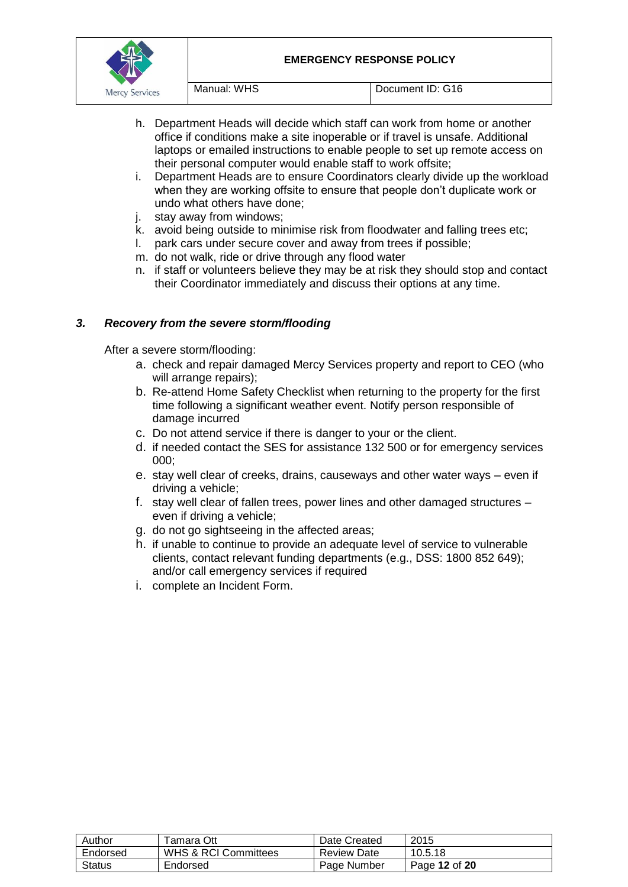h. Department Heads will decide which staff can work from home or another office if conditions make a site inoperable or if travel is unsafe. Additional laptops or emailed instructions to enable people to set up remote access on their personal computer would enable staff to work offsite;
i. Department Heads are to ensure Coordinators clearly divide up the workload when they are working offsite to ensure that people don't duplicate work or undo what others have done;
j. stay away from windows;
k. avoid being outside to minimise risk from floodwater and falling trees etc;
l. park cars under secure cover and away from trees if possible;
m. do not walk, ride or drive through any flood water
n. if staff or volunteers believe they may be at risk they should stop and contact their Coordinator immediately and discuss their options at any time.

### *3. Recovery from the severe storm/flooding*

After a severe storm/flooding:

a. check and repair damaged Mercy Services property and report to CEO (who will arrange repairs);
b. Re-attend Home Safety Checklist when returning to the property for the first time following a significant weather event. Notify person responsible of damage incurred
c. Do not attend service if there is danger to your or the client.
d. if needed contact the SES for assistance 132 500 or for emergency services 000;
e. stay well clear of creeks, drains, causeways and other water ways – even if driving a vehicle;
f. stay well clear of fallen trees, power lines and other damaged structures – even if driving a vehicle;
g. do not go sightseeing in the affected areas;
h. if unable to continue to provide an adequate level of service to vulnerable clients, contact relevant funding departments (e.g., DSS: 1800 852 649); and/or call emergency services if required
i. complete an Incident Form.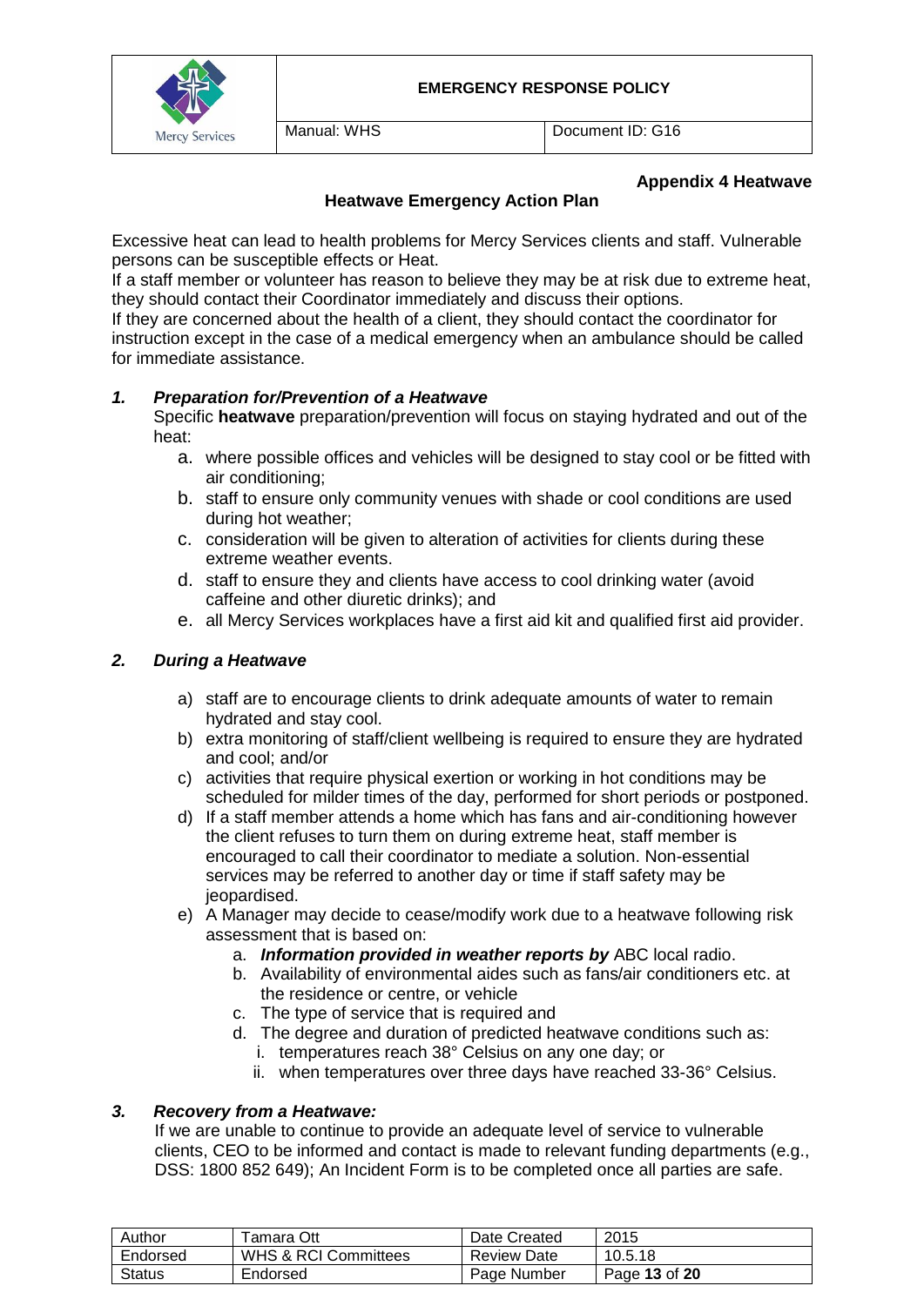**Appendix 4 Heatwave**

## Heatwave Emergency Action Plan

Excessive heat can lead to health problems for Mercy Services clients and staff. Vulnerable persons can be susceptible effects or Heat.

If a staff member or volunteer has reason to believe they may be at risk due to extreme heat, they should contact their Coordinator immediately and discuss their options.

If they are concerned about the health of a client, they should contact the coordinator for instruction except in the case of a medical emergency when an ambulance should be called for immediate assistance.

### *1. Preparation for/Prevention of a Heatwave*

Specific **heatwave** preparation/prevention will focus on staying hydrated and out of the heat:

a. where possible offices and vehicles will be designed to stay cool or be fitted with air conditioning;
b. staff to ensure only community venues with shade or cool conditions are used during hot weather;
c. consideration will be given to alteration of activities for clients during these extreme weather events.
d. staff to ensure they and clients have access to cool drinking water (avoid caffeine and other diuretic drinks); and
e. all Mercy Services workplaces have a first aid kit and qualified first aid provider.

### *2. During a Heatwave*

a) staff are to encourage clients to drink adequate amounts of water to remain hydrated and stay cool.
b) extra monitoring of staff/client wellbeing is required to ensure they are hydrated and cool; and/or
c) activities that require physical exertion or working in hot conditions may be scheduled for milder times of the day, performed for short periods or postponed.
d) If a staff member attends a home which has fans and air-conditioning however the client refuses to turn them on during extreme heat, staff member is encouraged to call their coordinator to mediate a solution. Non-essential services may be referred to another day or time if staff safety may be jeopardised.
e) A Manager may decide to cease/modify work due to a heatwave following risk assessment that is based on:
   a. ***Information provided in weather reports by*** ABC local radio.
   b. Availability of environmental aides such as fans/air conditioners etc. at the residence or centre, or vehicle
   c. The type of service that is required and
   d. The degree and duration of predicted heatwave conditions such as:
      i. temperatures reach 38° Celsius on any one day; or
      ii. when temperatures over three days have reached 33-36° Celsius.

### *3. Recovery from a Heatwave:*

If we are unable to continue to provide an adequate level of service to vulnerable clients, CEO to be informed and contact is made to relevant funding departments (e.g., DSS: 1800 852 649); An Incident Form is to be completed once all parties are safe.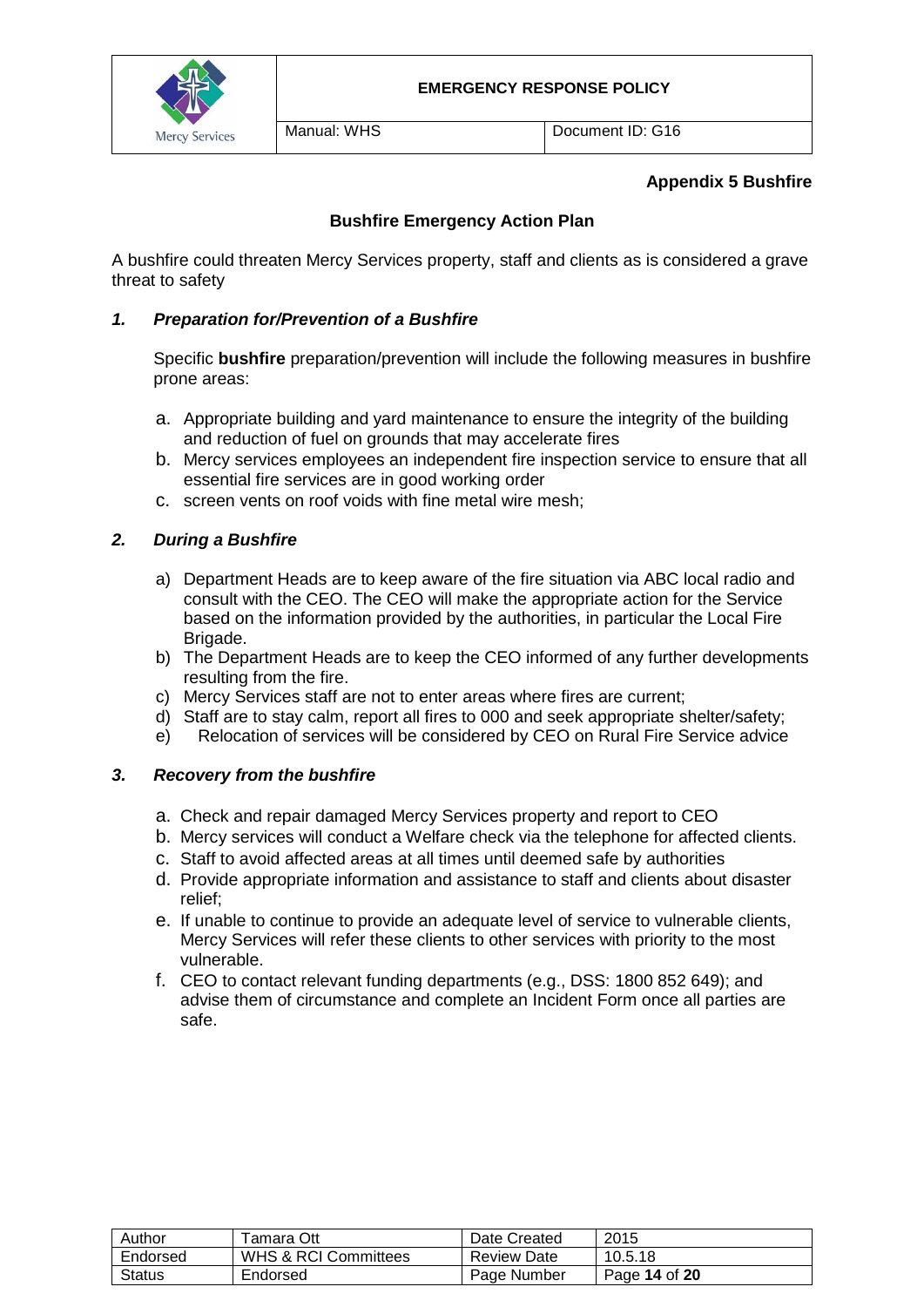**Appendix 5 Bushfire**

## Bushfire Emergency Action Plan

A bushfire could threaten Mercy Services property, staff and clients as is considered a grave threat to safety

### *1. Preparation for/Prevention of a Bushfire*

Specific **bushfire** preparation/prevention will include the following measures in bushfire prone areas:

a. Appropriate building and yard maintenance to ensure the integrity of the building and reduction of fuel on grounds that may accelerate fires
b. Mercy services employees an independent fire inspection service to ensure that all essential fire services are in good working order
c. screen vents on roof voids with fine metal wire mesh;

### *2. During a Bushfire*

a) Department Heads are to keep aware of the fire situation via ABC local radio and consult with the CEO. The CEO will make the appropriate action for the Service based on the information provided by the authorities, in particular the Local Fire Brigade.
b) The Department Heads are to keep the CEO informed of any further developments resulting from the fire.
c) Mercy Services staff are not to enter areas where fires are current;
d) Staff are to stay calm, report all fires to 000 and seek appropriate shelter/safety;
e) Relocation of services will be considered by CEO on Rural Fire Service advice

### *3. Recovery from the bushfire*

a. Check and repair damaged Mercy Services property and report to CEO
b. Mercy services will conduct a Welfare check via the telephone for affected clients.
c. Staff to avoid affected areas at all times until deemed safe by authorities
d. Provide appropriate information and assistance to staff and clients about disaster relief;
e. If unable to continue to provide an adequate level of service to vulnerable clients, Mercy Services will refer these clients to other services with priority to the most vulnerable.
f. CEO to contact relevant funding departments (e.g., DSS: 1800 852 649); and advise them of circumstance and complete an Incident Form once all parties are safe.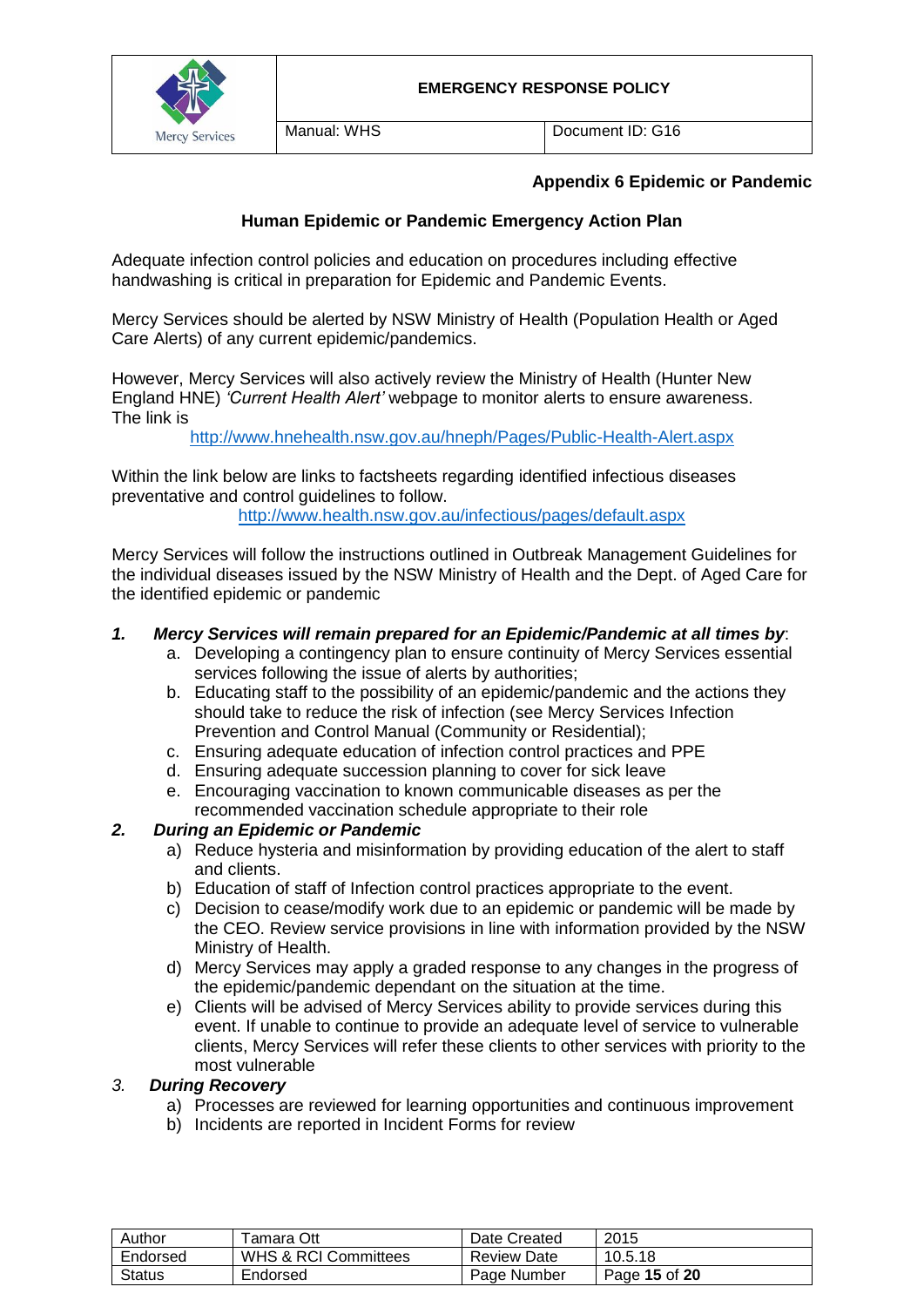**Appendix 6 Epidemic or Pandemic**

## Human Epidemic or Pandemic Emergency Action Plan

Adequate infection control policies and education on procedures including effective handwashing is critical in preparation for Epidemic and Pandemic Events.

Mercy Services should be alerted by NSW Ministry of Health (Population Health or Aged Care Alerts) of any current epidemic/pandemics.

However, Mercy Services will also actively review the Ministry of Health (Hunter New England HNE) *'Current Health Alert'* webpage to monitor alerts to ensure awareness. The link is

http://www.hnehealth.nsw.gov.au/hneph/Pages/Public-Health-Alert.aspx

Within the link below are links to factsheets regarding identified infectious diseases preventative and control guidelines to follow.

http://www.health.nsw.gov.au/infectious/pages/default.aspx

Mercy Services will follow the instructions outlined in Outbreak Management Guidelines for the individual diseases issued by the NSW Ministry of Health and the Dept. of Aged Care for the identified epidemic or pandemic

1. ***Mercy Services will remain prepared for an Epidemic/Pandemic at all times by***:
   a. Developing a contingency plan to ensure continuity of Mercy Services essential services following the issue of alerts by authorities;
   b. Educating staff to the possibility of an epidemic/pandemic and the actions they should take to reduce the risk of infection (see Mercy Services Infection Prevention and Control Manual (Community or Residential);
   c. Ensuring adequate education of infection control practices and PPE
   d. Ensuring adequate succession planning to cover for sick leave
   e. Encouraging vaccination to known communicable diseases as per the recommended vaccination schedule appropriate to their role
2. ***During an Epidemic or Pandemic***
   a) Reduce hysteria and misinformation by providing education of the alert to staff and clients.
   b) Education of staff of Infection control practices appropriate to the event.
   c) Decision to cease/modify work due to an epidemic or pandemic will be made by the CEO. Review service provisions in line with information provided by the NSW Ministry of Health.
   d) Mercy Services may apply a graded response to any changes in the progress of the epidemic/pandemic dependant on the situation at the time.
   e) Clients will be advised of Mercy Services ability to provide services during this event. If unable to continue to provide an adequate level of service to vulnerable clients, Mercy Services will refer these clients to other services with priority to the most vulnerable
3. ***During Recovery***
   a) Processes are reviewed for learning opportunities and continuous improvement
   b) Incidents are reported in Incident Forms for review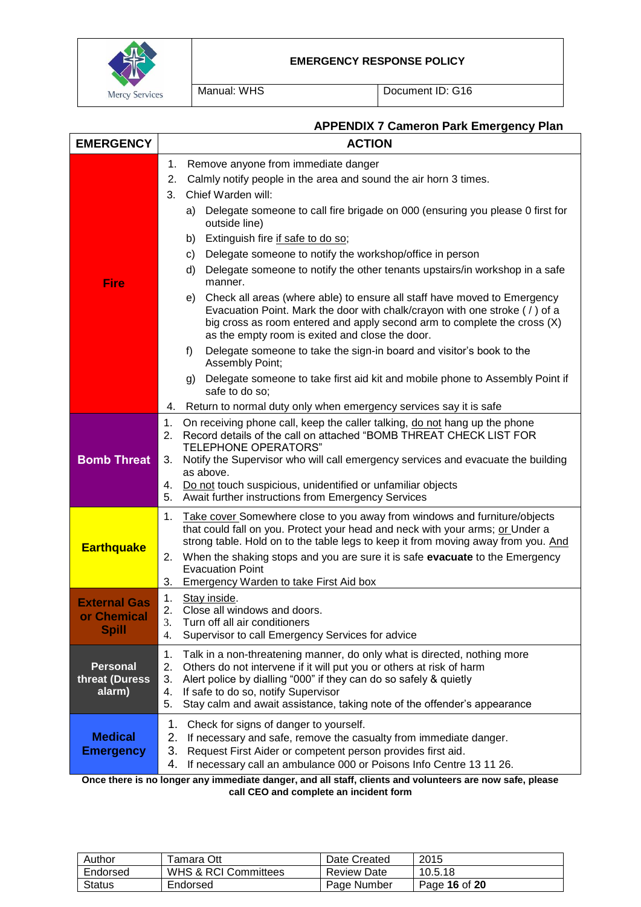## APPENDIX 7 Cameron Park Emergency Plan

| EMERGENCY | ACTION |
|---|---|
| **Fire** | 1. Remove anyone from immediate danger<br>2. Calmly notify people in the area and sound the air horn 3 times.<br>3. Chief Warden will:<br>a) Delegate someone to call fire brigade on 000 (ensuring you please 0 first for outside line)<br>b) Extinguish fire if safe to do so;<br>c) Delegate someone to notify the workshop/office in person<br>d) Delegate someone to notify the other tenants upstairs/in workshop in a safe manner.<br>e) Check all areas (where able) to ensure all staff have moved to Emergency Evacuation Point. Mark the door with chalk/crayon with one stroke ( / ) of a big cross as room entered and apply second arm to complete the cross (X) as the empty room is exited and close the door.<br>f) Delegate someone to take the sign-in board and visitor's book to the Assembly Point;<br>g) Delegate someone to take first aid kit and mobile phone to Assembly Point if safe to do so;<br>4. Return to normal duty only when emergency services say it is safe |
| **Bomb Threat** | 1. On receiving phone call, keep the caller talking, do not hang up the phone<br>2. Record details of the call on attached "BOMB THREAT CHECK LIST FOR TELEPHONE OPERATORS"<br>3. Notify the Supervisor who will call emergency services and evacuate the building as above.<br>4. Do not touch suspicious, unidentified or unfamiliar objects<br>5. Await further instructions from Emergency Services |
| **Earthquake** | 1. Take cover Somewhere close to you away from windows and furniture/objects that could fall on you. Protect your head and neck with your arms; or Under a strong table. Hold on to the table legs to keep it from moving away from you. And<br>2. When the shaking stops and you are sure it is safe **evacuate** to the Emergency Evacuation Point<br>3. Emergency Warden to take First Aid box |
| **External Gas or Chemical Spill** | 1. Stay inside.<br>2. Close all windows and doors.<br>3. Turn off all air conditioners<br>4. Supervisor to call Emergency Services for advice |
| **Personal threat (Duress alarm)** | 1. Talk in a non-threatening manner, do only what is directed, nothing more<br>2. Others do not intervene if it will put you or others at risk of harm<br>3. Alert police by dialling "000" if they can do so safely & quietly<br>4. If safe to do so, notify Supervisor<br>5. Stay calm and await assistance, taking note of the offender's appearance |
| **Medical Emergency** | 1. Check for signs of danger to yourself.<br>2. If necessary and safe, remove the casualty from immediate danger.<br>3. Request First Aider or competent person provides first aid.<br>4. If necessary call an ambulance 000 or Poisons Info Centre 13 11 26. |

**Once there is no longer any immediate danger, and all staff, clients and volunteers are now safe, please call CEO and complete an incident form**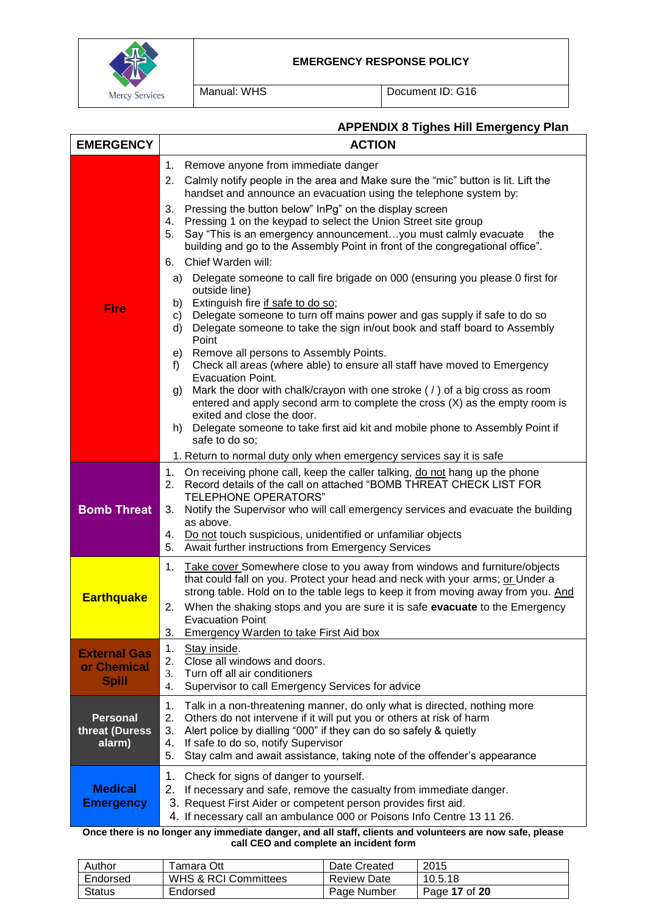## APPENDIX 8 Tighes Hill Emergency Plan

| EMERGENCY | ACTION |
|---|---|
| **Fire** | 1. Remove anyone from immediate danger<br>2. Calmly notify people in the area and Make sure the "mic" button is lit. Lift the handset and announce an evacuation using the telephone system by:<br>3. Pressing the button below" InPg" on the display screen<br>4. Pressing 1 on the keypad to select the Union Street site group<br>5. Say "This is an emergency announcement…you must calmly evacuate the building and go to the Assembly Point in front of the congregational office".<br>6. Chief Warden will:<br>a) Delegate someone to call fire brigade on 000 (ensuring you please 0 first for outside line)<br>b) Extinguish fire if safe to do so;<br>c) Delegate someone to turn off mains power and gas supply if safe to do so<br>d) Delegate someone to take the sign in/out book and staff board to Assembly Point<br>e) Remove all persons to Assembly Points.<br>f) Check all areas (where able) to ensure all staff have moved to Emergency Evacuation Point.<br>g) Mark the door with chalk/crayon with one stroke ( / ) of a big cross as room entered and apply second arm to complete the cross (X) as the empty room is exited and close the door.<br>h) Delegate someone to take first aid kit and mobile phone to Assembly Point if safe to do so;<br>1. Return to normal duty only when emergency services say it is safe |
| **Bomb Threat** | 1. On receiving phone call, keep the caller talking, do not hang up the phone<br>2. Record details of the call on attached "BOMB THREAT CHECK LIST FOR TELEPHONE OPERATORS"<br>3. Notify the Supervisor who will call emergency services and evacuate the building as above.<br>4. Do not touch suspicious, unidentified or unfamiliar objects<br>5. Await further instructions from Emergency Services |
| **Earthquake** | 1. Take cover Somewhere close to you away from windows and furniture/objects that could fall on you. Protect your head and neck with your arms; or Under a strong table. Hold on to the table legs to keep it from moving away from you. And<br>2. When the shaking stops and you are sure it is safe **evacuate** to the Emergency Evacuation Point<br>3. Emergency Warden to take First Aid box |
| **External Gas or Chemical Spill** | 1. Stay inside.<br>2. Close all windows and doors.<br>3. Turn off all air conditioners<br>4. Supervisor to call Emergency Services for advice |
| **Personal threat (Duress alarm)** | 1. Talk in a non-threatening manner, do only what is directed, nothing more<br>2. Others do not intervene if it will put you or others at risk of harm<br>3. Alert police by dialling "000" if they can do so safely & quietly<br>4. If safe to do so, notify Supervisor<br>5. Stay calm and await assistance, taking note of the offender's appearance |
| **Medical Emergency** | 1. Check for signs of danger to yourself.<br>2. If necessary and safe, remove the casualty from immediate danger.<br>3. Request First Aider or competent person provides first aid.<br>4. If necessary call an ambulance 000 or Poisons Info Centre 13 11 26. |

**Once there is no longer any immediate danger, and all staff, clients and volunteers are now safe, please call CEO and complete an incident form**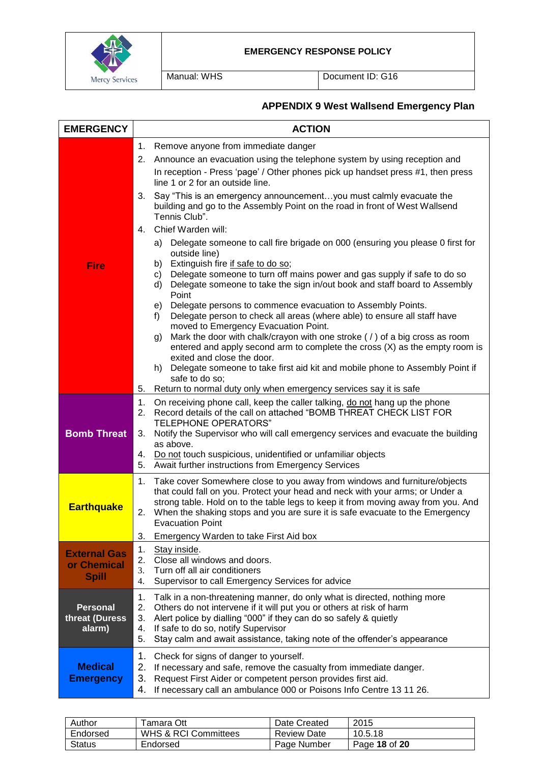## APPENDIX 9 West Wallsend Emergency Plan

| EMERGENCY | ACTION |
|---|---|
| **Fire** | 1. Remove anyone from immediate danger<br>2. Announce an evacuation using the telephone system by using reception and In reception - Press 'page' / Other phones pick up handset press #1, then press line 1 or 2 for an outside line.<br>3. Say "This is an emergency announcement…you must calmly evacuate the building and go to the Assembly Point on the road in front of West Wallsend Tennis Club".<br>4. Chief Warden will:<br>a) Delegate someone to call fire brigade on 000 (ensuring you please 0 first for outside line)<br>b) Extinguish fire <u>if safe to do so</u>;<br>c) Delegate someone to turn off mains power and gas supply if safe to do so<br>d) Delegate someone to take the sign in/out book and staff board to Assembly Point<br>e) Delegate persons to commence evacuation to Assembly Points.<br>f) Delegate person to check all areas (where able) to ensure all staff have moved to Emergency Evacuation Point.<br>g) Mark the door with chalk/crayon with one stroke ( / ) of a big cross as room entered and apply second arm to complete the cross (X) as the empty room is exited and close the door.<br>h) Delegate someone to take first aid kit and mobile phone to Assembly Point if safe to do so;<br>5. Return to normal duty only when emergency services say it is safe |
| **Bomb Threat** | 1. On receiving phone call, keep the caller talking, <u>do not</u> hang up the phone<br>2. Record details of the call on attached "BOMB THREAT CHECK LIST FOR TELEPHONE OPERATORS"<br>3. Notify the Supervisor who will call emergency services and evacuate the building as above.<br>4. <u>Do not</u> touch suspicious, unidentified or unfamiliar objects<br>5. Await further instructions from Emergency Services |
| **Earthquake** | 1. Take cover Somewhere close to you away from windows and furniture/objects that could fall on you. Protect your head and neck with your arms; or Under a strong table. Hold on to the table legs to keep it from moving away from you. And<br>2. When the shaking stops and you are sure it is safe evacuate to the Emergency Evacuation Point<br>3. Emergency Warden to take First Aid box |
| **External Gas or Chemical Spill** | 1. <u>Stay inside</u>.<br>2. Close all windows and doors.<br>3. Turn off all air conditioners<br>4. Supervisor to call Emergency Services for advice |
| **Personal threat (Duress alarm)** | 1. Talk in a non-threatening manner, do only what is directed, nothing more<br>2. Others do not intervene if it will put you or others at risk of harm<br>3. Alert police by dialling "000" if they can do so safely & quietly<br>4. If safe to do so, notify Supervisor<br>5. Stay calm and await assistance, taking note of the offender's appearance |
| **Medical Emergency** | 1. Check for signs of danger to yourself.<br>2. If necessary and safe, remove the casualty from immediate danger.<br>3. Request First Aider or competent person provides first aid.<br>4. If necessary call an ambulance 000 or Poisons Info Centre 13 11 26. |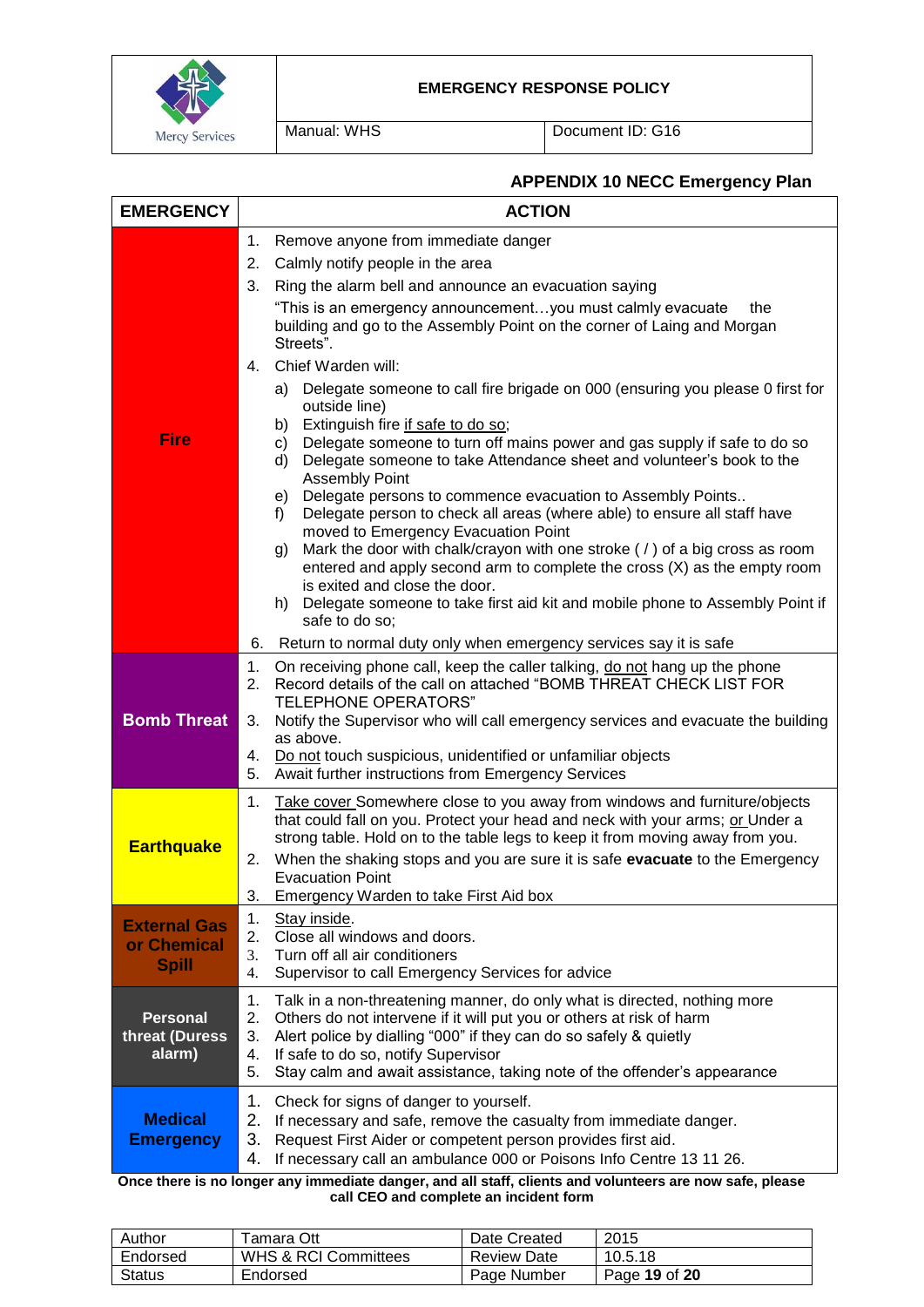## APPENDIX 10 NECC Emergency Plan

| EMERGENCY | ACTION |
|---|---|
| **Fire** | 1. Remove anyone from immediate danger<br>2. Calmly notify people in the area<br>3. Ring the alarm bell and announce an evacuation saying "This is an emergency announcement…you must calmly evacuate the building and go to the Assembly Point on the corner of Laing and Morgan Streets".<br>4. Chief Warden will:<br>a) Delegate someone to call fire brigade on 000 (ensuring you please 0 first for outside line)<br>b) Extinguish fire <u>if safe to do so</u>;<br>c) Delegate someone to turn off mains power and gas supply if safe to do so<br>d) Delegate someone to take Attendance sheet and volunteer's book to the Assembly Point<br>e) Delegate persons to commence evacuation to Assembly Points..<br>f) Delegate person to check all areas (where able) to ensure all staff have moved to Emergency Evacuation Point<br>g) Mark the door with chalk/crayon with one stroke ( / ) of a big cross as room entered and apply second arm to complete the cross (X) as the empty room is exited and close the door.<br>h) Delegate someone to take first aid kit and mobile phone to Assembly Point if safe to do so;<br>6. Return to normal duty only when emergency services say it is safe |
| **Bomb Threat** | 1. On receiving phone call, keep the caller talking, <u>do not</u> hang up the phone<br>2. Record details of the call on attached "BOMB THREAT CHECK LIST FOR TELEPHONE OPERATORS"<br>3. Notify the Supervisor who will call emergency services and evacuate the building as above.<br>4. <u>Do not</u> touch suspicious, unidentified or unfamiliar objects<br>5. Await further instructions from Emergency Services |
| **Earthquake** | 1. <u>Take cover</u> Somewhere close to you away from windows and furniture/objects that could fall on you. Protect your head and neck with your arms; <u>or</u> Under a strong table. Hold on to the table legs to keep it from moving away from you.<br>2. When the shaking stops and you are sure it is safe **evacuate** to the Emergency Evacuation Point<br>3. Emergency Warden to take First Aid box |
| **External Gas or Chemical Spill** | 1. <u>Stay inside</u>.<br>2. Close all windows and doors.<br>3. Turn off all air conditioners<br>4. Supervisor to call Emergency Services for advice |
| **Personal threat (Duress alarm)** | 1. Talk in a non-threatening manner, do only what is directed, nothing more<br>2. Others do not intervene if it will put you or others at risk of harm<br>3. Alert police by dialling "000" if they can do so safely & quietly<br>4. If safe to do so, notify Supervisor<br>5. Stay calm and await assistance, taking note of the offender's appearance |
| **Medical Emergency** | 1. Check for signs of danger to yourself.<br>2. If necessary and safe, remove the casualty from immediate danger.<br>3. Request First Aider or competent person provides first aid.<br>4. If necessary call an ambulance 000 or Poisons Info Centre 13 11 26. |

**Once there is no longer any immediate danger, and all staff, clients and volunteers are now safe, please call CEO and complete an incident form**

| Author | Tamara Ott | Date Created | 2015 |
|---|---|---|---|
| Endorsed | WHS & RCI Committees | Review Date | 10.5.18 |
| Status | Endorsed | Page Number | Page **19** of **20** |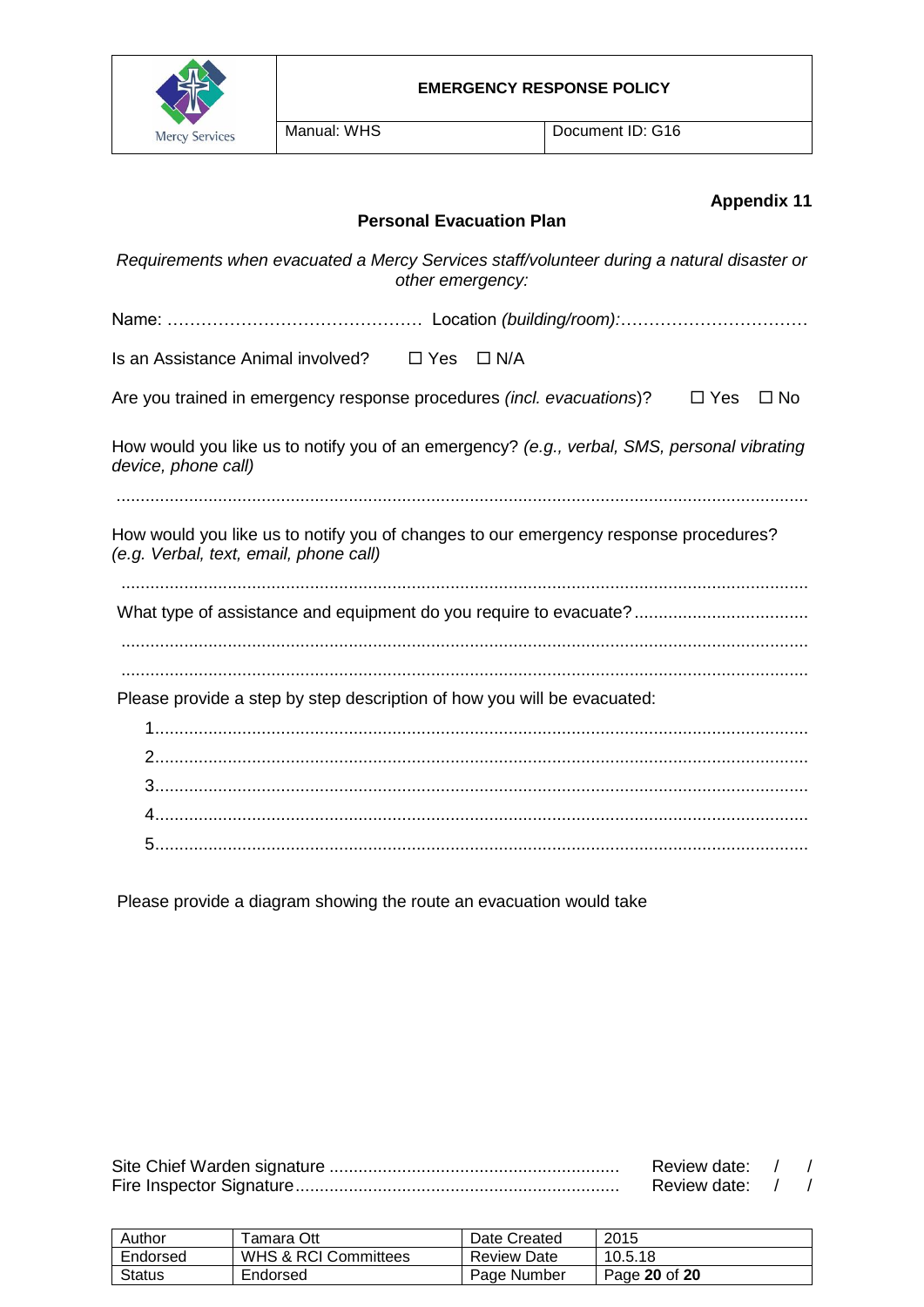**Appendix 11**

## Personal Evacuation Plan

*Requirements when evacuated a Mercy Services staff/volunteer during a natural disaster or other emergency:*

Name: ……………………………………… Location *(building/room)*:……………………………

Is an Assistance Animal involved? ☐ Yes ☐ N/A

Are you trained in emergency response procedures *(incl. evacuations)*? ☐ Yes ☐ No

How would you like us to notify you of an emergency? *(e.g., verbal, SMS, personal vibrating device, phone call)*

..............................................................................................................................................

How would you like us to notify you of changes to our emergency response procedures? *(e.g. Verbal, text, email, phone call)*

..............................................................................................................................................

What type of assistance and equipment do you require to evacuate?....................................

..............................................................................................................................................

..............................................................................................................................................

Please provide a step by step description of how you will be evacuated:

1......................................................................................................................................
2......................................................................................................................................
3......................................................................................................................................
4......................................................................................................................................
5......................................................................................................................................

Please provide a diagram showing the route an evacuation would take

Site Chief Warden signature ............................................................ Review date: / /
Fire Inspector Signature................................................................... Review date: / /

| | | | |
|---|---|---|---|
| Author | Tamara Ott | Date Created | 2015 |
| Endorsed | WHS & RCI Committees | Review Date | 10.5.18 |
| Status | Endorsed | Page Number | Page **20** of **20** |